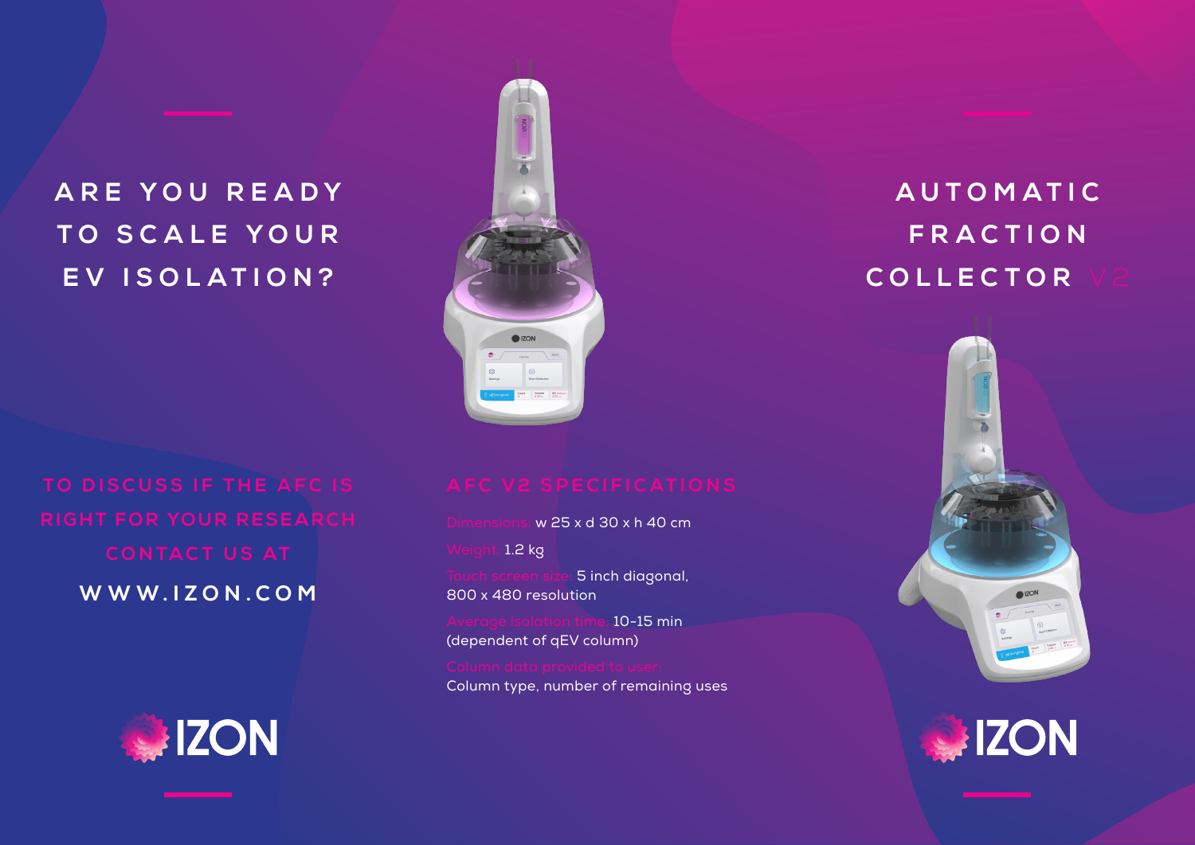# ARE YOU READY TO SCALE YOUR EV ISOLATION?

TO DISCUSS IF THE AFC IS RIGHT FOR YOUR RESEARCH CONTACT US AT

**WWW.IZON.COM**

IZON

## AFC V2 SPECIFICATIONS

Dimensions: w 25 x d 30 x h 40 cm

Weight: 1.2 kg

Touch screen size: 5 inch diagonal, 800 x 480 resolution

Average isolation time: 10-15 min (dependent of qEV column)

Column data provided to user: Column type, number of remaining uses

# AUTOMATIC FRACTION COLLECTOR V2

IZON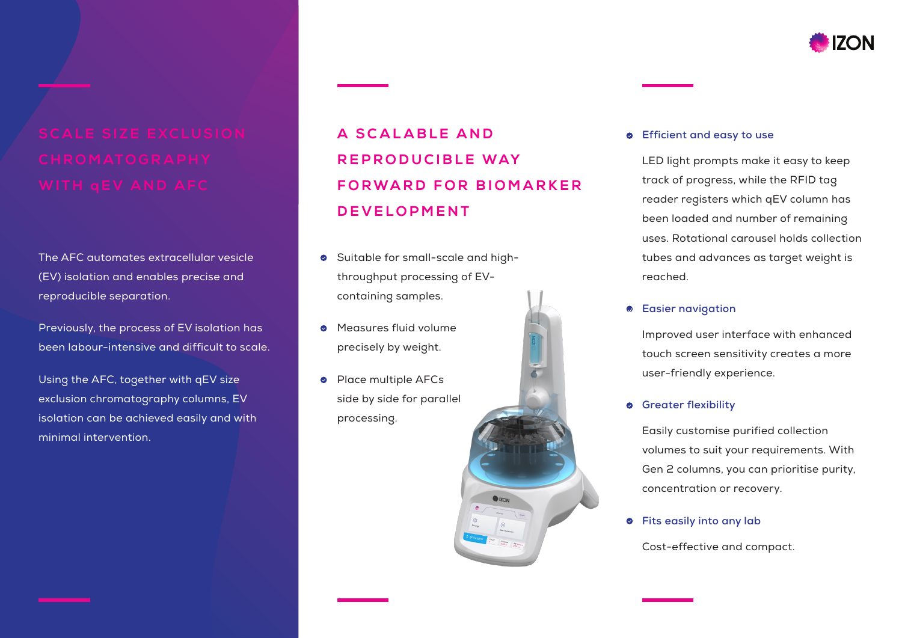# SCALE SIZE EXCLUSION CHROMATOGRAPHY WITH qEV AND AFC

The AFC automates extracellular vesicle (EV) isolation and enables precise and reproducible separation.

Previously, the process of EV isolation has been labour-intensive and difficult to scale.

Using the AFC, together with qEV size exclusion chromatography columns, EV isolation can be achieved easily and with minimal intervention.

## A SCALABLE AND REPRODUCIBLE WAY FORWARD FOR BIOMARKER DEVELOPMENT

- Suitable for small-scale and high-throughput processing of EV-containing samples.
- Measures fluid volume precisely by weight.
- Place multiple AFCs side by side for parallel processing.

- **Efficient and easy to use**

  LED light prompts make it easy to keep track of progress, while the RFID tag reader registers which qEV column has been loaded and number of remaining uses. Rotational carousel holds collection tubes and advances as target weight is reached.

- **Easier navigation**

  Improved user interface with enhanced touch screen sensitivity creates a more user-friendly experience.

- **Greater flexibility**

  Easily customise purified collection volumes to suit your requirements. With Gen 2 columns, you can prioritise purity, concentration or recovery.

- **Fits easily into any lab**

  Cost-effective and compact.